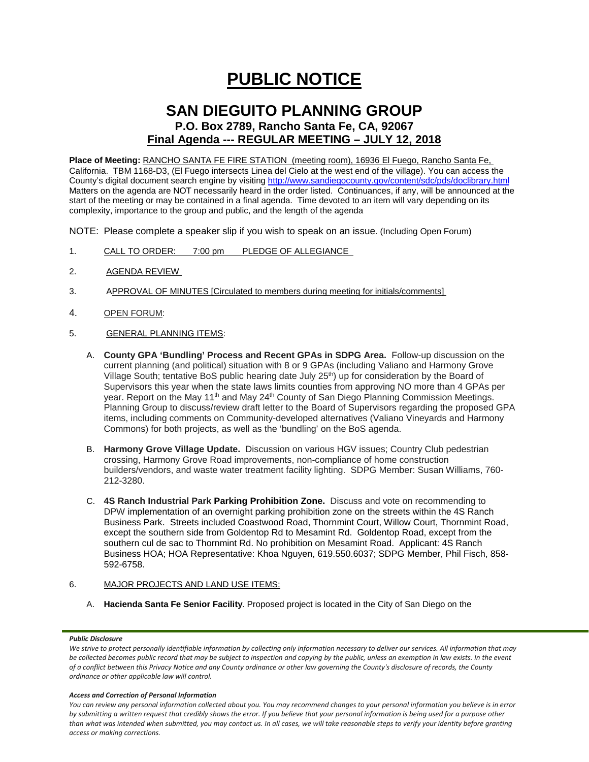# PUBLIC NOTICE

## SAN DIEGUITO PLANNING GROUP

### P.O. Box 2789, Rancho Santa Fe, CA, 92067

### Final Agenda --- REGULAR MEETING – JULY 12, 2018

**Place of Meeting:** RANCHO SANTA FE FIRE STATION (meeting room), 16936 El Fuego, Rancho Santa Fe, California. TBM 1168-D3, (El Fuego intersects Linea del Cielo at the west end of the village). You can access the County's digital document search engine by visiting http://www.sandiegocounty.gov/content/sdc/pds/doclibrary.html Matters on the agenda are NOT necessarily heard in the order listed. Continuances, if any, will be announced at the start of the meeting or may be contained in a final agenda. Time devoted to an item will vary depending on its complexity, importance to the group and public, and the length of the agenda

NOTE: Please complete a speaker slip if you wish to speak on an issue. (Including Open Forum)

1. CALL TO ORDER: 7:00 pm PLEDGE OF ALLEGIANCE
2. AGENDA REVIEW
3. APPROVAL OF MINUTES [Circulated to members during meeting for initials/comments]
4. OPEN FORUM:
5. GENERAL PLANNING ITEMS:

   A. **County GPA 'Bundling' Process and Recent GPAs in SDPG Area.** Follow-up discussion on the current planning (and political) situation with 8 or 9 GPAs (including Valiano and Harmony Grove Village South; tentative BoS public hearing date July 25th) up for consideration by the Board of Supervisors this year when the state laws limits counties from approving NO more than 4 GPAs per year. Report on the May 11th and May 24th County of San Diego Planning Commission Meetings. Planning Group to discuss/review draft letter to the Board of Supervisors regarding the proposed GPA items, including comments on Community-developed alternatives (Valiano Vineyards and Harmony Commons) for both projects, as well as the 'bundling' on the BoS agenda.

   B. **Harmony Grove Village Update.** Discussion on various HGV issues; Country Club pedestrian crossing, Harmony Grove Road improvements, non-compliance of home construction builders/vendors, and waste water treatment facility lighting. SDPG Member: Susan Williams, 760-212-3280.

   C. **4S Ranch Industrial Park Parking Prohibition Zone.** Discuss and vote on recommending to DPW implementation of an overnight parking prohibition zone on the streets within the 4S Ranch Business Park. Streets included Coastwood Road, Thornmint Court, Willow Court, Thornmint Road, except the southern side from Goldentop Rd to Mesamint Rd. Goldentop Road, except from the southern cul de sac to Thornmint Rd. No prohibition on Mesamint Road. Applicant: 4S Ranch Business HOA; HOA Representative: Khoa Nguyen, 619.550.6037; SDPG Member, Phil Fisch, 858-592-6758.

6. MAJOR PROJECTS AND LAND USE ITEMS:

   A. **Hacienda Santa Fe Senior Facility**. Proposed project is located in the City of San Diego on the

***Public Disclosure***

*We strive to protect personally identifiable information by collecting only information necessary to deliver our services. All information that may be collected becomes public record that may be subject to inspection and copying by the public, unless an exemption in law exists. In the event of a conflict between this Privacy Notice and any County ordinance or other law governing the County's disclosure of records, the County ordinance or other applicable law will control.*

***Access and Correction of Personal Information***

*You can review any personal information collected about you. You may recommend changes to your personal information you believe is in error by submitting a written request that credibly shows the error. If you believe that your personal information is being used for a purpose other than what was intended when submitted, you may contact us. In all cases, we will take reasonable steps to verify your identity before granting access or making corrections.*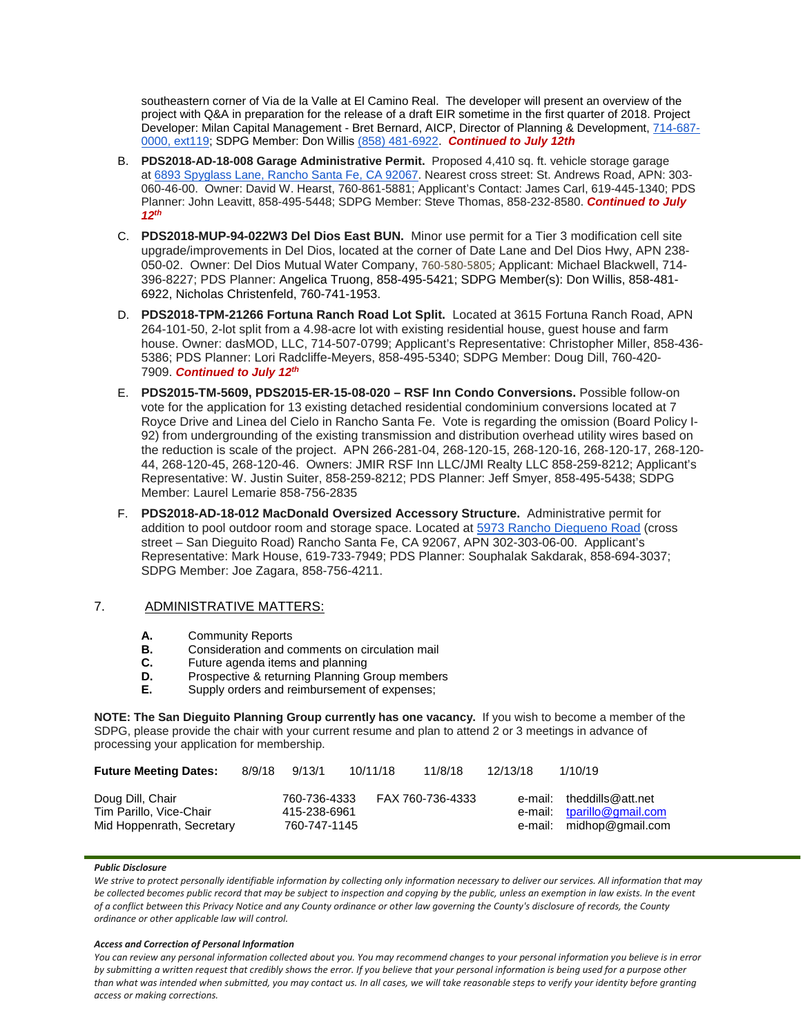southeastern corner of Via de la Valle at El Camino Real. The developer will present an overview of the project with Q&A in preparation for the release of a draft EIR sometime in the first quarter of 2018. Project Developer: Milan Capital Management - Bret Bernard, AICP, Director of Planning & Development, 714-687-0000, ext119; SDPG Member: Don Willis (858) 481-6922. ***Continued to July 12th***

B. **PDS2018-AD-18-008 Garage Administrative Permit.** Proposed 4,410 sq. ft. vehicle storage garage at 6893 Spyglass Lane, Rancho Santa Fe, CA 92067. Nearest cross street: St. Andrews Road, APN: 303-060-46-00. Owner: David W. Hearst, 760-861-5881; Applicant's Contact: James Carl, 619-445-1340; PDS Planner: John Leavitt, 858-495-5448; SDPG Member: Steve Thomas, 858-232-8580. ***Continued to July 12th***

C. **PDS2018-MUP-94-022W3 Del Dios East BUN.** Minor use permit for a Tier 3 modification cell site upgrade/improvements in Del Dios, located at the corner of Date Lane and Del Dios Hwy, APN 238-050-02. Owner: Del Dios Mutual Water Company, 760-580-5805; Applicant: Michael Blackwell, 714-396-8227; PDS Planner: Angelica Truong, 858-495-5421; SDPG Member(s): Don Willis, 858-481-6922, Nicholas Christenfeld, 760-741-1953.

D. **PDS2018-TPM-21266 Fortuna Ranch Road Lot Split.** Located at 3615 Fortuna Ranch Road, APN 264-101-50, 2-lot split from a 4.98-acre lot with existing residential house, guest house and farm house. Owner: dasMOD, LLC, 714-507-0799; Applicant's Representative: Christopher Miller, 858-436-5386; PDS Planner: Lori Radcliffe-Meyers, 858-495-5340; SDPG Member: Doug Dill, 760-420-7909. ***Continued to July 12th***

E. **PDS2015-TM-5609, PDS2015-ER-15-08-020 – RSF Inn Condo Conversions.** Possible follow-on vote for the application for 13 existing detached residential condominium conversions located at 7 Royce Drive and Linea del Cielo in Rancho Santa Fe. Vote is regarding the omission (Board Policy I-92) from undergrounding of the existing transmission and distribution overhead utility wires based on the reduction is scale of the project. APN 266-281-04, 268-120-15, 268-120-16, 268-120-17, 268-120-44, 268-120-45, 268-120-46. Owners: JMIR RSF Inn LLC/JMI Realty LLC 858-259-8212; Applicant's Representative: W. Justin Suiter, 858-259-8212; PDS Planner: Jeff Smyer, 858-495-5438; SDPG Member: Laurel Lemarie 858-756-2835

F. **PDS2018-AD-18-012 MacDonald Oversized Accessory Structure.** Administrative permit for addition to pool outdoor room and storage space. Located at 5973 Rancho Diegueno Road (cross street – San Dieguito Road) Rancho Santa Fe, CA 92067, APN 302-303-06-00. Applicant's Representative: Mark House, 619-733-7949; PDS Planner: Souphalak Sakdarak, 858-694-3037; SDPG Member: Joe Zagara, 858-756-4211.

7. ADMINISTRATIVE MATTERS:

**A.** Community Reports
**B.** Consideration and comments on circulation mail
**C.** Future agenda items and planning
**D.** Prospective & returning Planning Group members
**E.** Supply orders and reimbursement of expenses;

**NOTE: The San Dieguito Planning Group currently has one vacancy.** If you wish to become a member of the SDPG, please provide the chair with your current resume and plan to attend 2 or 3 meetings in advance of processing your application for membership.

**Future Meeting Dates:** 8/9/18 9/13/1 10/11/18 11/8/18 12/13/18 1/10/19

| | | | |
|---|---|---|---|
| Doug Dill, Chair | 760-736-4333 | FAX 760-736-4333 | e-mail: theddills@att.net |
| Tim Parillo, Vice-Chair | 415-238-6961 | | e-mail: tparillo@gmail.com |
| Mid Hoppenrath, Secretary | 760-747-1145 | | e-mail: midhop@gmail.com |

***Public Disclosure***

*We strive to protect personally identifiable information by collecting only information necessary to deliver our services. All information that may be collected becomes public record that may be subject to inspection and copying by the public, unless an exemption in law exists. In the event of a conflict between this Privacy Notice and any County ordinance or other law governing the County's disclosure of records, the County ordinance or other applicable law will control.*

***Access and Correction of Personal Information***

*You can review any personal information collected about you. You may recommend changes to your personal information you believe is in error by submitting a written request that credibly shows the error. If you believe that your personal information is being used for a purpose other than what was intended when submitted, you may contact us. In all cases, we will take reasonable steps to verify your identity before granting access or making corrections.*